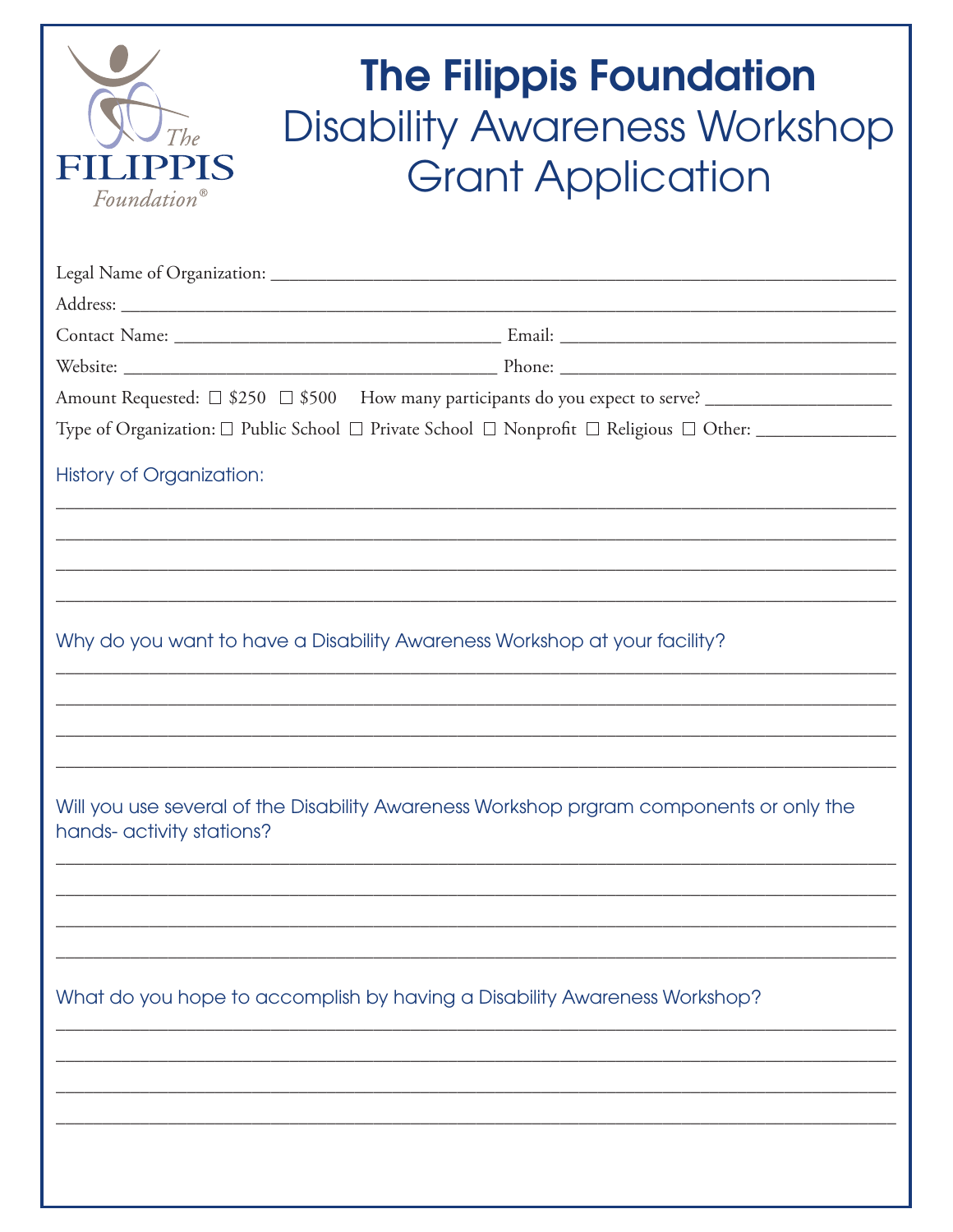# The Filippis Foundation

## Disability Awareness Workshop Grant Application

Legal Name of Organization: ______________________________________________

Address: ______________________________________________

Contact Name: ______________________ Email: ______________________

Website: ______________________ Phone: ______________________

Amount Requested: ☐ $250 ☐ $500 How many participants do you expect to serve? ______________

Type of Organization: ☐ Public School ☐ Private School ☐ Nonprofit ☐ Religious ☐ Other: ______________

### History of Organization:

______________________________________________

______________________________________________

______________________________________________

______________________________________________

### Why do you want to have a Disability Awareness Workshop at your facility?

______________________________________________

______________________________________________

______________________________________________

______________________________________________

### Will you use several of the Disability Awareness Workshop prgram components or only the hands- activity stations?

______________________________________________

______________________________________________

______________________________________________

______________________________________________

### What do you hope to accomplish by having a Disability Awareness Workshop?

______________________________________________

______________________________________________

______________________________________________

______________________________________________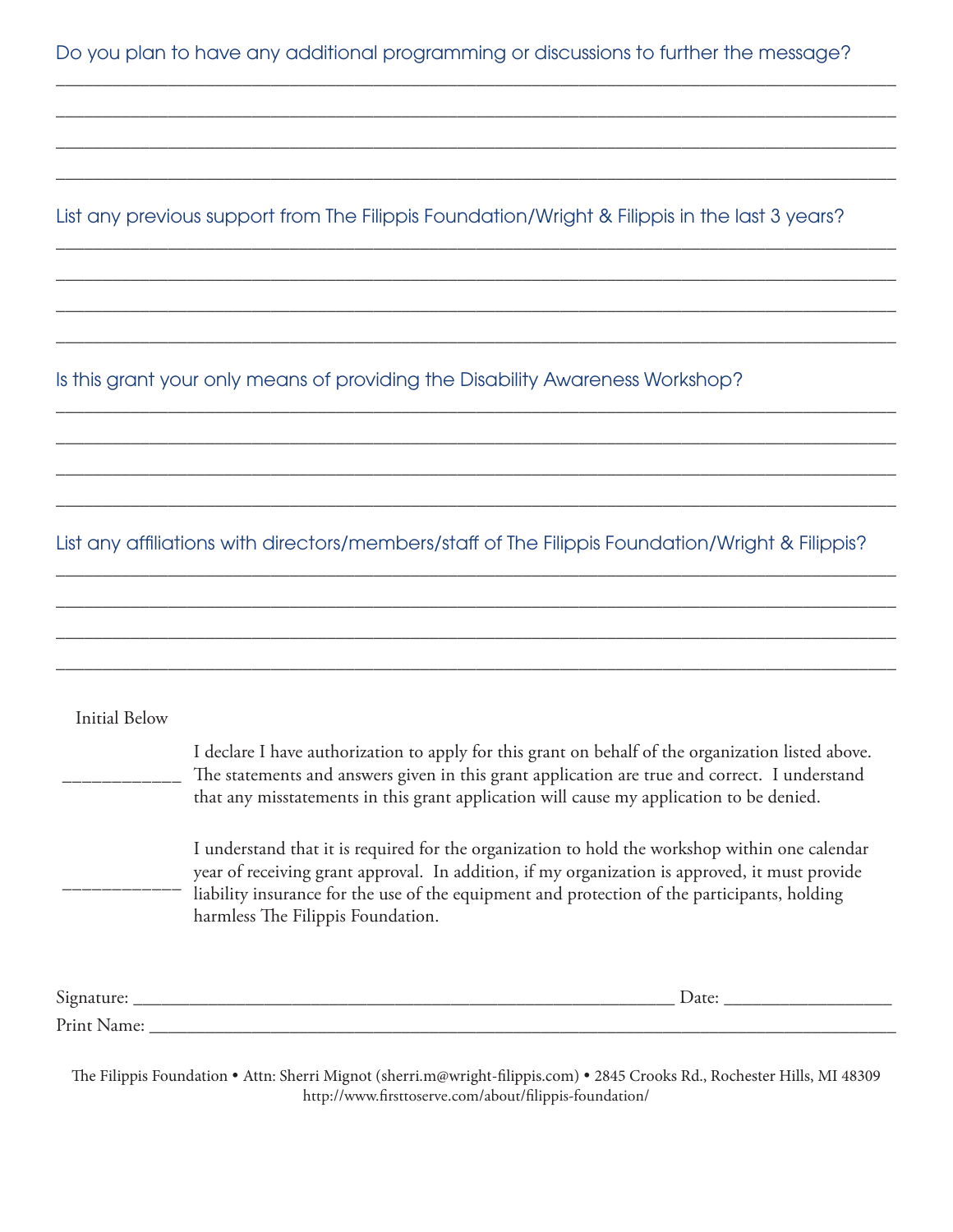Do you plan to have any additional programming or discussions to further the message?

____________________________________________________________________________________

____________________________________________________________________________________

____________________________________________________________________________________

____________________________________________________________________________________

List any previous support from The Filippis Foundation/Wright & Filippis in the last 3 years?

____________________________________________________________________________________

____________________________________________________________________________________

____________________________________________________________________________________

____________________________________________________________________________________

Is this grant your only means of providing the Disability Awareness Workshop?

____________________________________________________________________________________

____________________________________________________________________________________

____________________________________________________________________________________

____________________________________________________________________________________

List any affiliations with directors/members/staff of The Filippis Foundation/Wright & Filippis?

____________________________________________________________________________________

____________________________________________________________________________________

____________________________________________________________________________________

____________________________________________________________________________________

Initial Below

___________ I declare I have authorization to apply for this grant on behalf of the organization listed above. The statements and answers given in this grant application are true and correct. I understand that any misstatements in this grant application will cause my application to be denied.

___________ I understand that it is required for the organization to hold the workshop within one calendar year of receiving grant approval. In addition, if my organization is approved, it must provide liability insurance for the use of the equipment and protection of the participants, holding harmless The Filippis Foundation.

Signature: ____________________________________________ Date: _______________

Print Name: ____________________________________________________________

The Filippis Foundation • Attn: Sherri Mignot (sherri.m@wright-filippis.com) • 2845 Crooks Rd., Rochester Hills, MI 48309
http://www.firsttoserve.com/about/filippis-foundation/